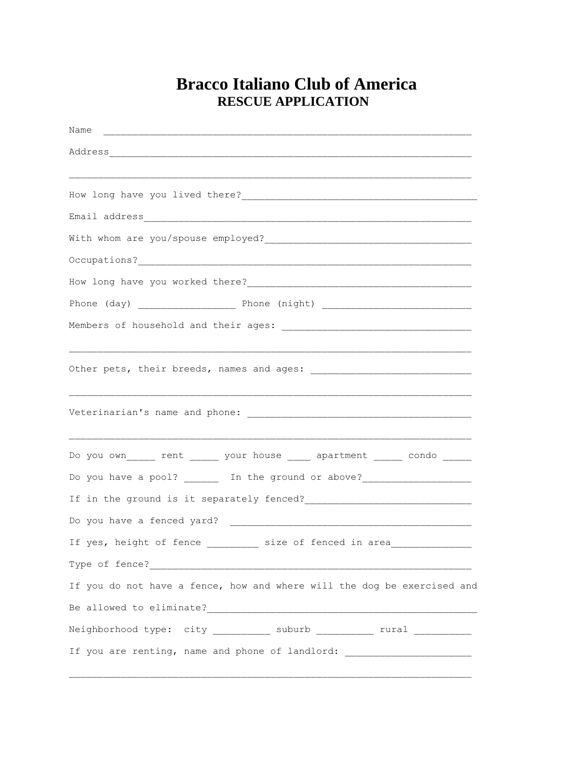# Bracco Italiano Club of America

## RESCUE APPLICATION

Name ________________________________________________________________

Address______________________________________________________________

_____________________________________________________________________

How long have you lived there?________________________________________

Email address________________________________________________________

With whom are you/spouse employed?____________________________________

Occupations?_________________________________________________________

How long have you worked there?_______________________________________

Phone (day) _________________ Phone (night) __________________________

Members of household and their ages: _________________________________

_____________________________________________________________________

Other pets, their breeds, names and ages: ____________________________

_____________________________________________________________________

Veterinarian's name and phone: _______________________________________

_____________________________________________________________________

Do you own_____ rent _____ your house ____ apartment _____ condo _____

Do you have a pool? ______ In the ground or above?___________________

If in the ground is it separately fenced?_____________________________

Do you have a fenced yard? __________________________________________

If yes, height of fence _________ size of fenced in area_____________

Type of fence?_______________________________________________________

If you do not have a fence, how and where will the dog be exercised and

Be allowed to eliminate?______________________________________________

Neighborhood type: city __________ suburb __________ rural __________

If you are renting, name and phone of landlord: ______________________

_____________________________________________________________________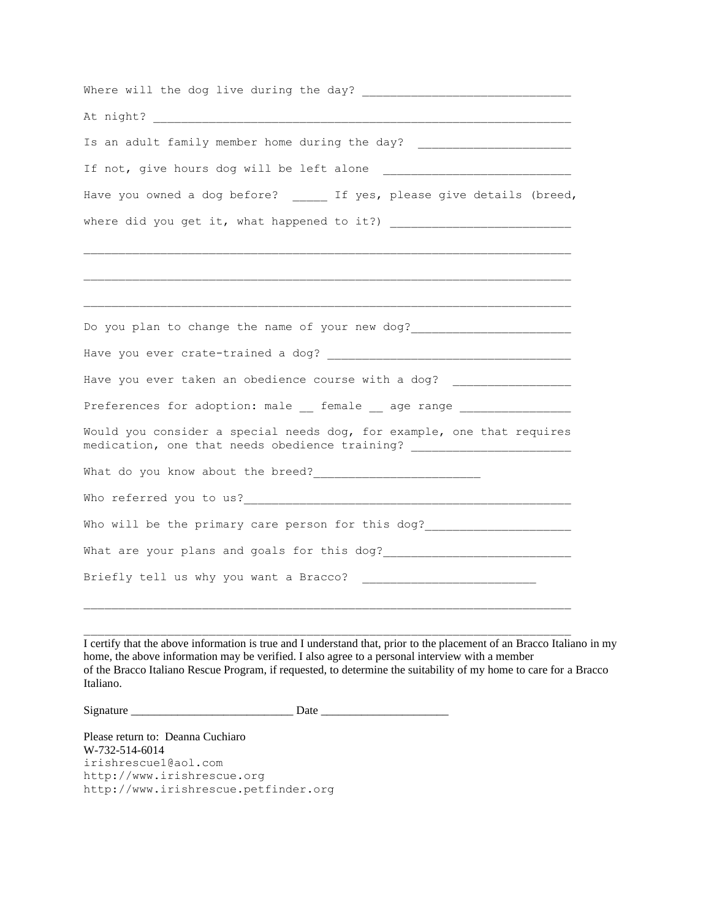Where will the dog live during the day? ______________________________

At night? ______________________________________________________________

Is an adult family member home during the day? _____________________

If not, give hours dog will be left alone __________________________

Have you owned a dog before? _____ If yes, please give details (breed, where did you get it, what happened to it?) _________________________

______________________________________________________________________

______________________________________________________________________

______________________________________________________________________

Do you plan to change the name of your new dog?______________________

Have you ever crate-trained a dog? __________________________________

Have you ever taken an obedience course with a dog? ________________

Preferences for adoption: male __ female __ age range _______________

Would you consider a special needs dog, for example, one that requires medication, one that needs obedience training? ______________________

What do you know about the breed?________________________

Who referred you to us?______________________________________________

Who will be the primary care person for this dog?_____________________

What are your plans and goals for this dog?___________________________

Briefly tell us why you want a Bracco? _________________________

______________________________________________________________________

______________________________________________________________________

I certify that the above information is true and I understand that, prior to the placement of an Bracco Italiano in my home, the above information may be verified. I also agree to a personal interview with a member of the Bracco Italiano Rescue Program, if requested, to determine the suitability of my home to care for a Bracco Italiano.

Signature ___________________________ Date _____________________

Please return to: Deanna Cuchiaro
W-732-514-6014
irishrescue1@aol.com
http://www.irishrescue.org
http://www.irishrescue.petfinder.org